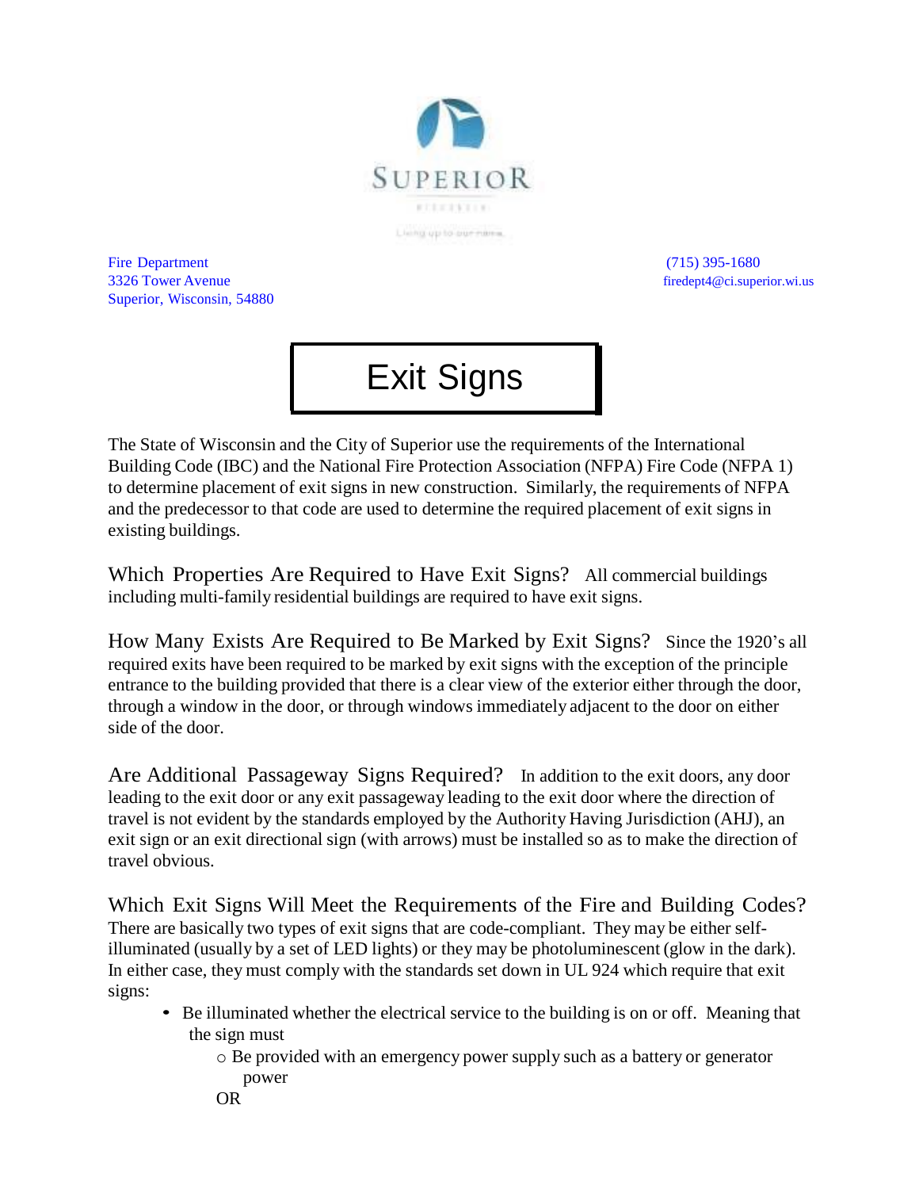SUPERIOR

Living up to our name.

Fire Department
3326 Tower Avenue
Superior, Wisconsin, 54880

(715) 395-1680
firedept4@ci.superior.wi.us

# Exit Signs

The State of Wisconsin and the City of Superior use the requirements of the International Building Code (IBC) and the National Fire Protection Association (NFPA) Fire Code (NFPA 1) to determine placement of exit signs in new construction. Similarly, the requirements of NFPA and the predecessor to that code are used to determine the required placement of exit signs in existing buildings.

**Which Properties Are Required to Have Exit Signs?** All commercial buildings including multi-family residential buildings are required to have exit signs.

**How Many Exists Are Required to Be Marked by Exit Signs?** Since the 1920's all required exits have been required to be marked by exit signs with the exception of the principle entrance to the building provided that there is a clear view of the exterior either through the door, through a window in the door, or through windows immediately adjacent to the door on either side of the door.

**Are Additional Passageway Signs Required?** In addition to the exit doors, any door leading to the exit door or any exit passageway leading to the exit door where the direction of travel is not evident by the standards employed by the Authority Having Jurisdiction (AHJ), an exit sign or an exit directional sign (with arrows) must be installed so as to make the direction of travel obvious.

**Which Exit Signs Will Meet the Requirements of the Fire and Building Codes?** There are basically two types of exit signs that are code-compliant. They may be either self-illuminated (usually by a set of LED lights) or they may be photoluminescent (glow in the dark). In either case, they must comply with the standards set down in UL 924 which require that exit signs:

- Be illuminated whether the electrical service to the building is on or off. Meaning that the sign must
  - Be provided with an emergency power supply such as a battery or generator power

  OR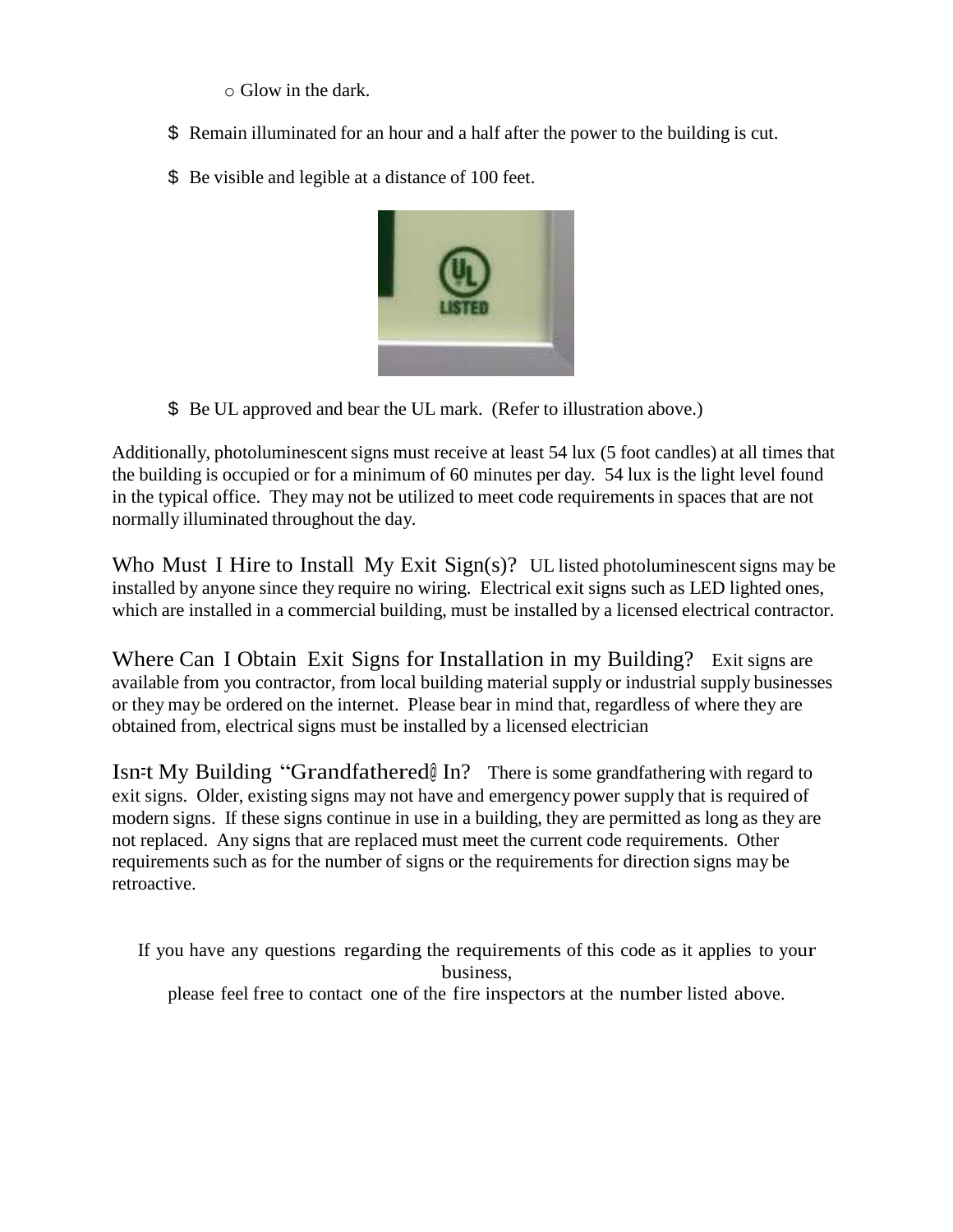- Glow in the dark.

- Remain illuminated for an hour and a half after the power to the building is cut.
- Be visible and legible at a distance of 100 feet.
- Be UL approved and bear the UL mark. (Refer to illustration above.)

Additionally, photoluminescent signs must receive at least 54 lux (5 foot candles) at all times that the building is occupied or for a minimum of 60 minutes per day. 54 lux is the light level found in the typical office. They may not be utilized to meet code requirements in spaces that are not normally illuminated throughout the day.

**Who Must I Hire to Install My Exit Sign(s)?** UL listed photoluminescent signs may be installed by anyone since they require no wiring. Electrical exit signs such as LED lighted ones, which are installed in a commercial building, must be installed by a licensed electrical contractor.

**Where Can I Obtain Exit Signs for Installation in my Building?** Exit signs are available from you contractor, from local building material supply or industrial supply businesses or they may be ordered on the internet. Please bear in mind that, regardless of where they are obtained from, electrical signs must be installed by a licensed electrician

**Isn't My Building "Grandfathered" In?** There is some grandfathering with regard to exit signs. Older, existing signs may not have and emergency power supply that is required of modern signs. If these signs continue in use in a building, they are permitted as long as they are not replaced. Any signs that are replaced must meet the current code requirements. Other requirements such as for the number of signs or the requirements for direction signs may be retroactive.

If you have any questions regarding the requirements of this code as it applies to your business,
please feel free to contact one of the fire inspectors at the number listed above.